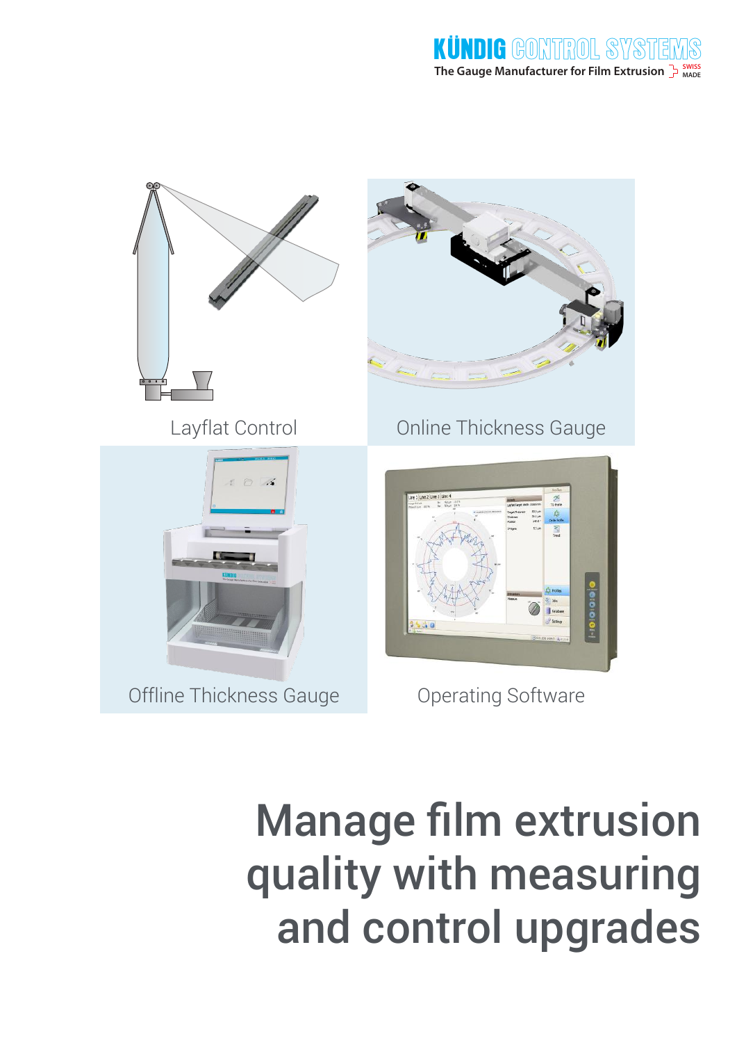KÜNDIG CONTROL SYSTEMS

The Gauge Manufacturer for Film Extrusion SWISS MADE

Layflat Control

Online Thickness Gauge

Offline Thickness Gauge

Operating Software

# Manage film extrusion quality with measuring and control upgrades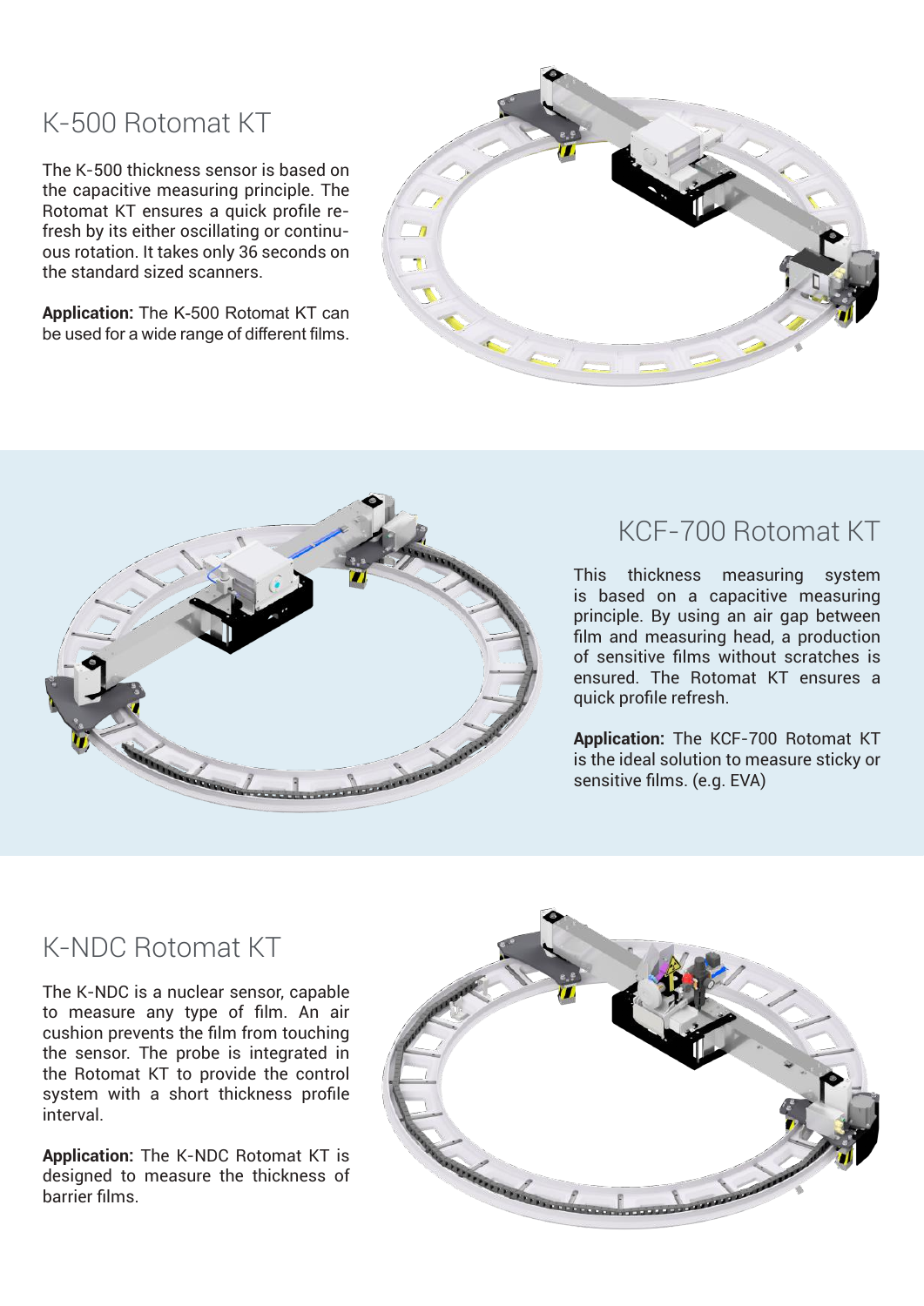## K-500 Rotomat KT

The K-500 thickness sensor is based on the capacitive measuring principle. The Rotomat KT ensures a quick profile refresh by its either oscillating or continuous rotation. It takes only 36 seconds on the standard sized scanners.

**Application:** The K-500 Rotomat KT can be used for a wide range of different films.

## KCF-700 Rotomat KT

This thickness measuring system is based on a capacitive measuring principle. By using an air gap between film and measuring head, a production of sensitive films without scratches is ensured. The Rotomat KT ensures a quick profile refresh.

**Application:** The KCF-700 Rotomat KT is the ideal solution to measure sticky or sensitive films. (e.g. EVA)

## K-NDC Rotomat KT

The K-NDC is a nuclear sensor, capable to measure any type of film. An air cushion prevents the film from touching the sensor. The probe is integrated in the Rotomat KT to provide the control system with a short thickness profile interval.

**Application:** The K-NDC Rotomat KT is designed to measure the thickness of barrier films.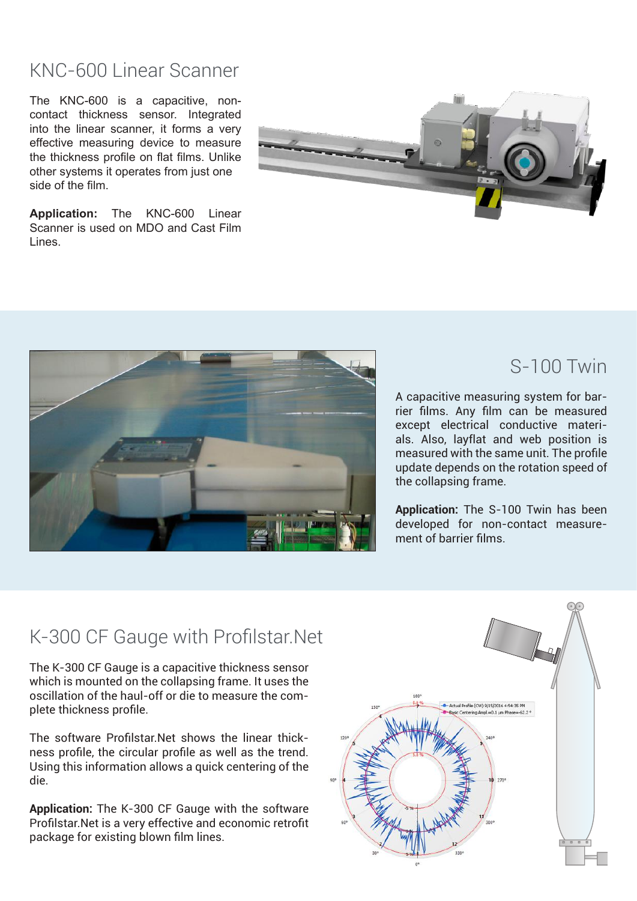## KNC-600 Linear Scanner

The KNC-600 is a capacitive, non-contact thickness sensor. Integrated into the linear scanner, it forms a very effective measuring device to measure the thickness profile on flat films. Unlike other systems it operates from just one side of the film.

**Application:** The KNC-600 Linear Scanner is used on MDO and Cast Film Lines.

## S-100 Twin

A capacitive measuring system for barrier films. Any film can be measured except electrical conductive materials. Also, layflat and web position is measured with the same unit. The profile update depends on the rotation speed of the collapsing frame.

**Application:** The S-100 Twin has been developed for non-contact measurement of barrier films.

## K-300 CF Gauge with Profilstar.Net

The K-300 CF Gauge is a capacitive thickness sensor which is mounted on the collapsing frame. It uses the oscillation of the haul-off or die to measure the complete thickness profile.

The software Profilstar.Net shows the linear thickness profile, the circular profile as well as the trend. Using this information allows a quick centering of the die.

**Application:** The K-300 CF Gauge with the software Profilstar.Net is a very effective and economic retrofit package for existing blown film lines.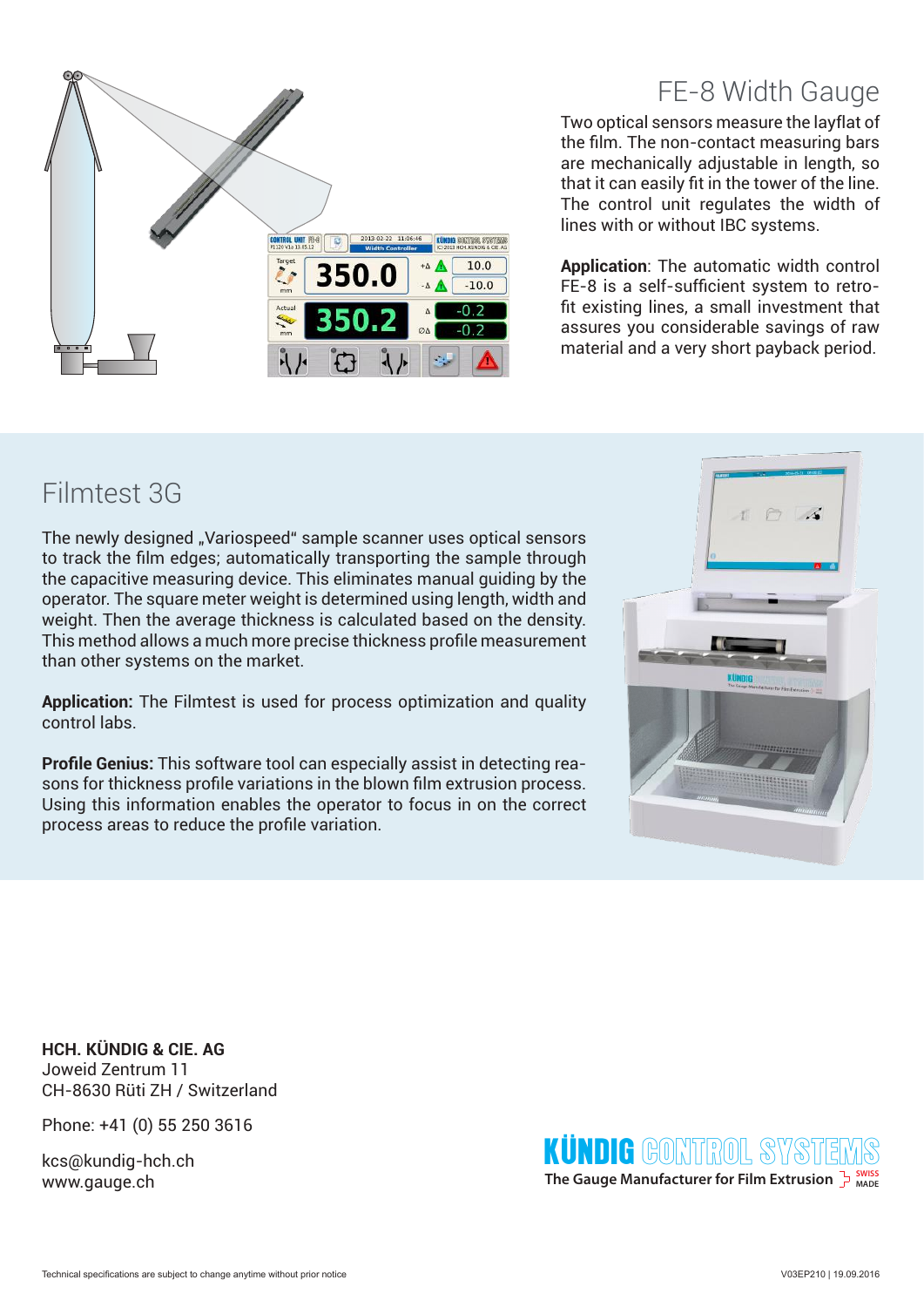## FE-8 Width Gauge

Two optical sensors measure the layflat of the film. The non-contact measuring bars are mechanically adjustable in length, so that it can easily fit in the tower of the line. The control unit regulates the width of lines with or without IBC systems.

**Application**: The automatic width control FE-8 is a self-sufficient system to retro-fit existing lines, a small investment that assures you considerable savings of raw material and a very short payback period.

## Filmtest 3G

The newly designed „Variospeed" sample scanner uses optical sensors to track the film edges; automatically transporting the sample through the capacitive measuring device. This eliminates manual guiding by the operator. The square meter weight is determined using length, width and weight. Then the average thickness is calculated based on the density. This method allows a much more precise thickness profile measurement than other systems on the market.

**Application:** The Filmtest is used for process optimization and quality control labs.

**Profile Genius:** This software tool can especially assist in detecting reasons for thickness profile variations in the blown film extrusion process. Using this information enables the operator to focus in on the correct process areas to reduce the profile variation.

**HCH. KÜNDIG & CIE. AG**
Joweid Zentrum 11
CH-8630 Rüti ZH / Switzerland

Phone: +41 (0) 55 250 3616

kcs@kundig-hch.ch
www.gauge.ch

KÜNDIG CONTROL SYSTEMS
The Gauge Manufacturer for Film Extrusion SWISS MADE

Technical specifications are subject to change anytime without prior notice

V03EP210 | 19.09.2016